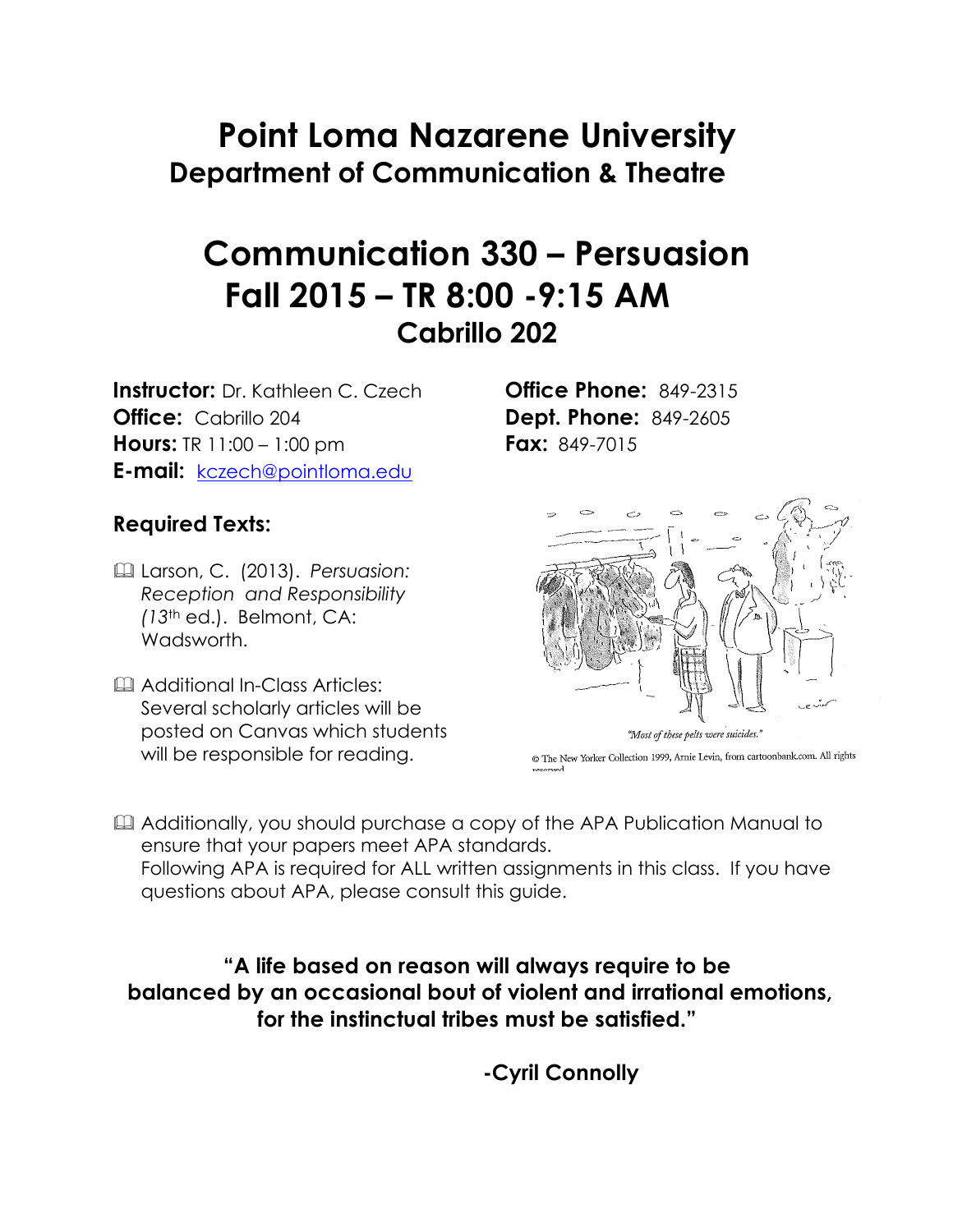# Point Loma Nazarene University

## Department of Communication & Theatre

# Communication 330 – Persuasion

## Fall 2015 – TR 8:00 -9:15 AM

### Cabrillo 202

**Instructor:** Dr. Kathleen C. Czech
**Office:** Cabrillo 204
**Hours:** TR 11:00 – 1:00 pm
**E-mail:** kczech@pointloma.edu

**Office Phone:** 849-2315
**Dept. Phone:** 849-2605
**Fax:** 849-7015

### Required Texts:

- Larson, C. (2013). *Persuasion: Reception and Responsibility (13th* ed.). Belmont, CA: Wadsworth.
- Additional In-Class Articles: Several scholarly articles will be posted on Canvas which students will be responsible for reading.

*"Most of these pelts were suicides."*

© The New Yorker Collection 1999, Arnie Levin, from cartoonbank.com. All rights reserved

- Additionally, you should purchase a copy of the APA Publication Manual to ensure that your papers meet APA standards. Following APA is required for ALL written assignments in this class. If you have questions about APA, please consult this guide.

**"A life based on reason will always require to be balanced by an occasional bout of violent and irrational emotions, for the instinctual tribes must be satisfied."**

**-Cyril Connolly**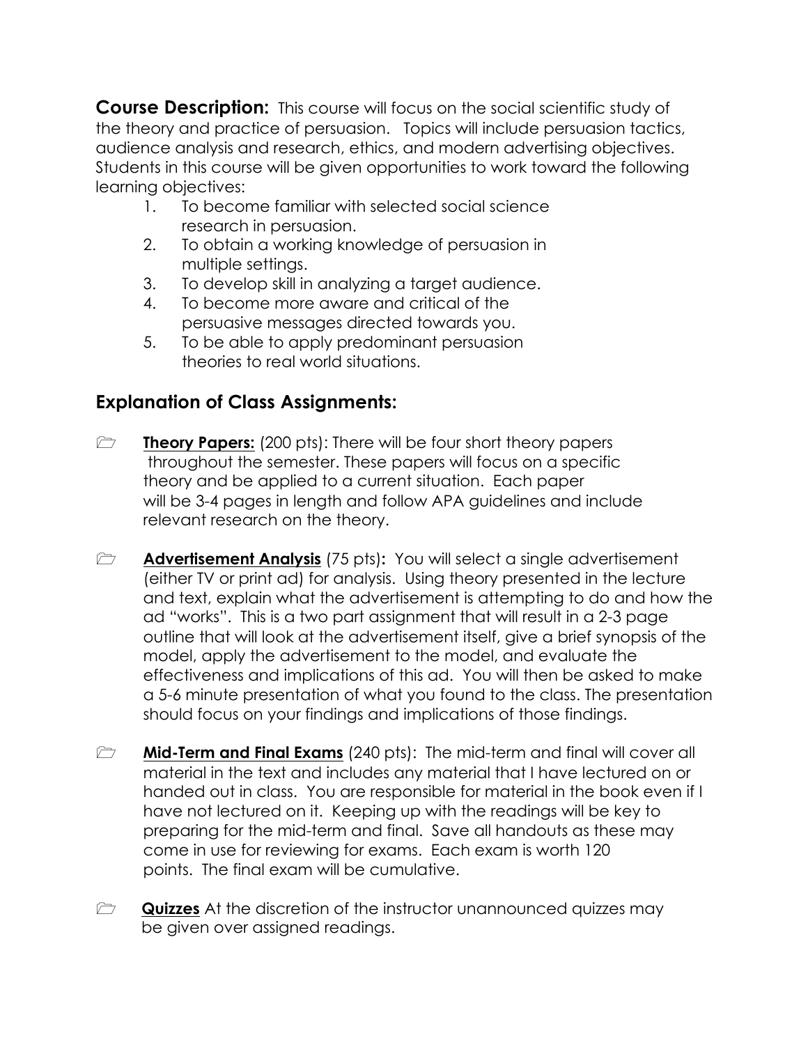**Course Description:** This course will focus on the social scientific study of the theory and practice of persuasion. Topics will include persuasion tactics, audience analysis and research, ethics, and modern advertising objectives. Students in this course will be given opportunities to work toward the following learning objectives:

1. To become familiar with selected social science research in persuasion.
2. To obtain a working knowledge of persuasion in multiple settings.
3. To develop skill in analyzing a target audience.
4. To become more aware and critical of the persuasive messages directed towards you.
5. To be able to apply predominant persuasion theories to real world situations.

## Explanation of Class Assignments:

- **Theory Papers:** (200 pts): There will be four short theory papers throughout the semester. These papers will focus on a specific theory and be applied to a current situation. Each paper will be 3-4 pages in length and follow APA guidelines and include relevant research on the theory.

- **Advertisement Analysis** (75 pts)**:** You will select a single advertisement (either TV or print ad) for analysis. Using theory presented in the lecture and text, explain what the advertisement is attempting to do and how the ad "works". This is a two part assignment that will result in a 2-3 page outline that will look at the advertisement itself, give a brief synopsis of the model, apply the advertisement to the model, and evaluate the effectiveness and implications of this ad. You will then be asked to make a 5-6 minute presentation of what you found to the class. The presentation should focus on your findings and implications of those findings.

- **Mid-Term and Final Exams** (240 pts): The mid-term and final will cover all material in the text and includes any material that I have lectured on or handed out in class. You are responsible for material in the book even if I have not lectured on it. Keeping up with the readings will be key to preparing for the mid-term and final. Save all handouts as these may come in use for reviewing for exams. Each exam is worth 120 points. The final exam will be cumulative.

- **Quizzes** At the discretion of the instructor unannounced quizzes may be given over assigned readings.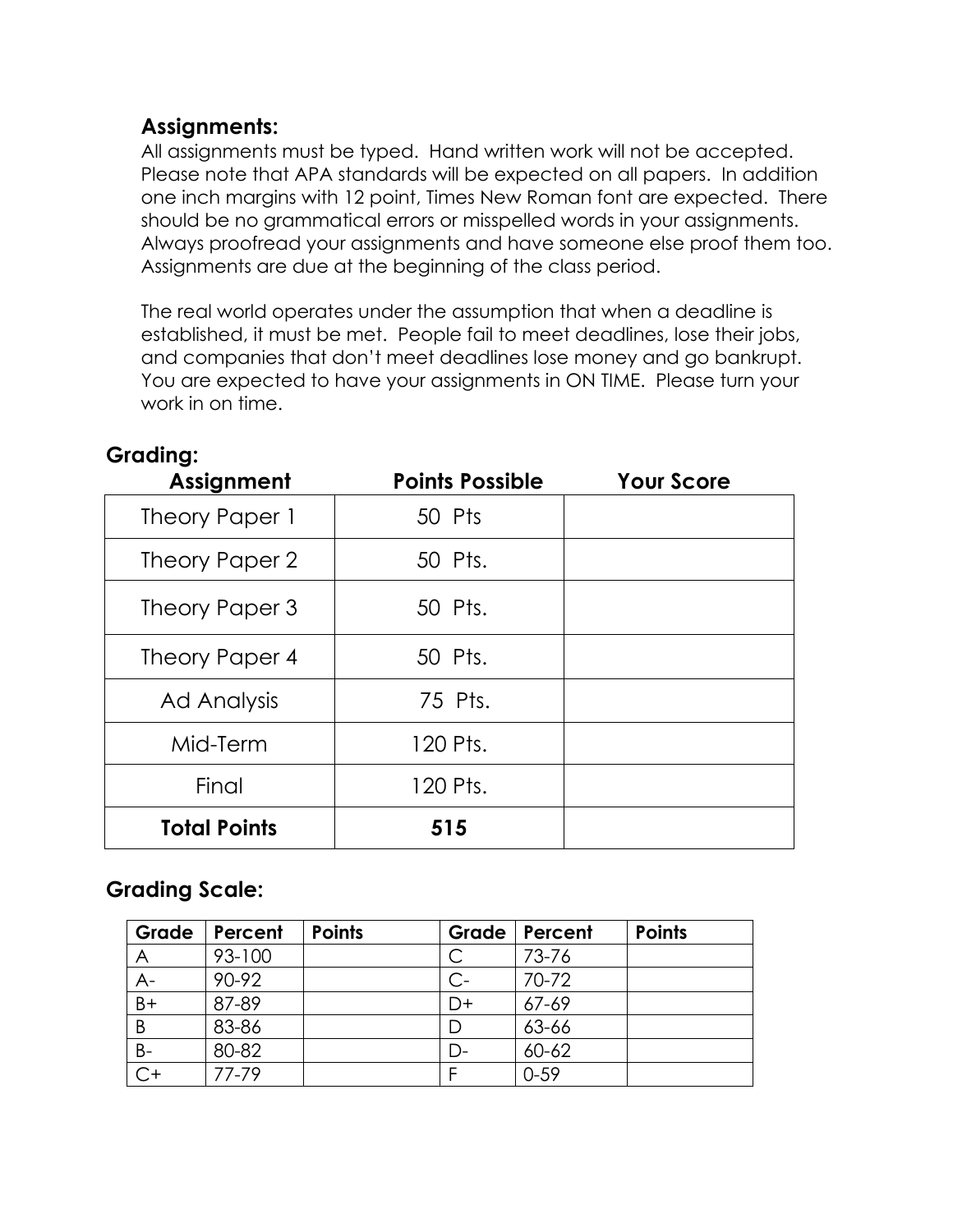## Assignments:

All assignments must be typed. Hand written work will not be accepted. Please note that APA standards will be expected on all papers. In addition one inch margins with 12 point, Times New Roman font are expected. There should be no grammatical errors or misspelled words in your assignments. Always proofread your assignments and have someone else proof them too. Assignments are due at the beginning of the class period.

The real world operates under the assumption that when a deadline is established, it must be met. People fail to meet deadlines, lose their jobs, and companies that don't meet deadlines lose money and go bankrupt. You are expected to have your assignments in ON TIME. Please turn your work in on time.

## Grading:

| Assignment | Points Possible | Your Score |
|---|---|---|
| Theory Paper 1 | 50 Pts | |
| Theory Paper 2 | 50 Pts. | |
| Theory Paper 3 | 50 Pts. | |
| Theory Paper 4 | 50 Pts. | |
| Ad Analysis | 75 Pts. | |
| Mid-Term | 120 Pts. | |
| Final | 120 Pts. | |
| **Total Points** | **515** | |

## Grading Scale:

| Grade | Percent | Points | Grade | Percent | Points |
|---|---|---|---|---|---|
| A | 93-100 | | C | 73-76 | |
| A- | 90-92 | | C- | 70-72 | |
| B+ | 87-89 | | D+ | 67-69 | |
| B | 83-86 | | D | 63-66 | |
| B- | 80-82 | | D- | 60-62 | |
| C+ | 77-79 | | F | 0-59 | |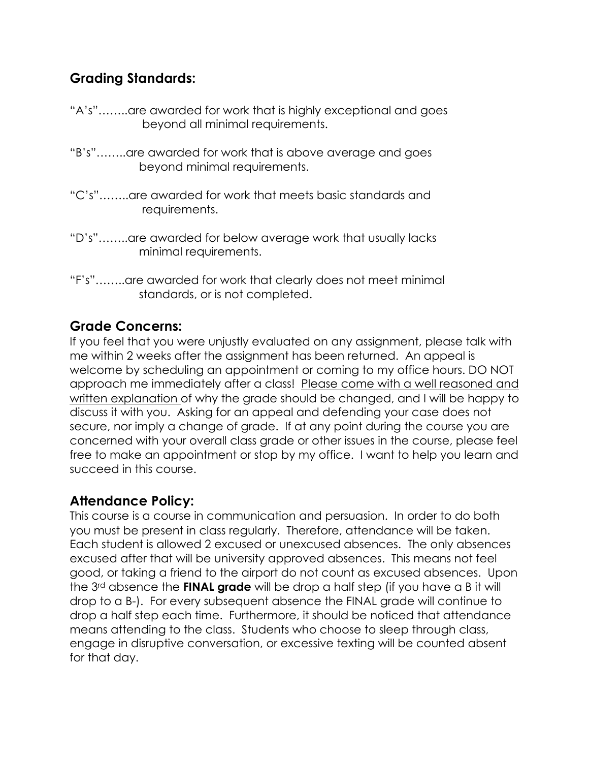## Grading Standards:

"A's"……..are awarded for work that is highly exceptional and goes beyond all minimal requirements.

"B's"……..are awarded for work that is above average and goes beyond minimal requirements.

"C's"……..are awarded for work that meets basic standards and requirements.

"D's"……..are awarded for below average work that usually lacks minimal requirements.

"F's"……..are awarded for work that clearly does not meet minimal standards, or is not completed.

## Grade Concerns:

If you feel that you were unjustly evaluated on any assignment, please talk with me within 2 weeks after the assignment has been returned. An appeal is welcome by scheduling an appointment or coming to my office hours. DO NOT approach me immediately after a class! Please come with a well reasoned and written explanation of why the grade should be changed, and I will be happy to discuss it with you. Asking for an appeal and defending your case does not secure, nor imply a change of grade. If at any point during the course you are concerned with your overall class grade or other issues in the course, please feel free to make an appointment or stop by my office. I want to help you learn and succeed in this course.

## Attendance Policy:

This course is a course in communication and persuasion. In order to do both you must be present in class regularly. Therefore, attendance will be taken. Each student is allowed 2 excused or unexcused absences. The only absences excused after that will be university approved absences. This means not feel good, or taking a friend to the airport do not count as excused absences. Upon the 3rd absence the **FINAL grade** will be drop a half step (if you have a B it will drop to a B-). For every subsequent absence the FINAL grade will continue to drop a half step each time. Furthermore, it should be noticed that attendance means attending to the class. Students who choose to sleep through class, engage in disruptive conversation, or excessive texting will be counted absent for that day.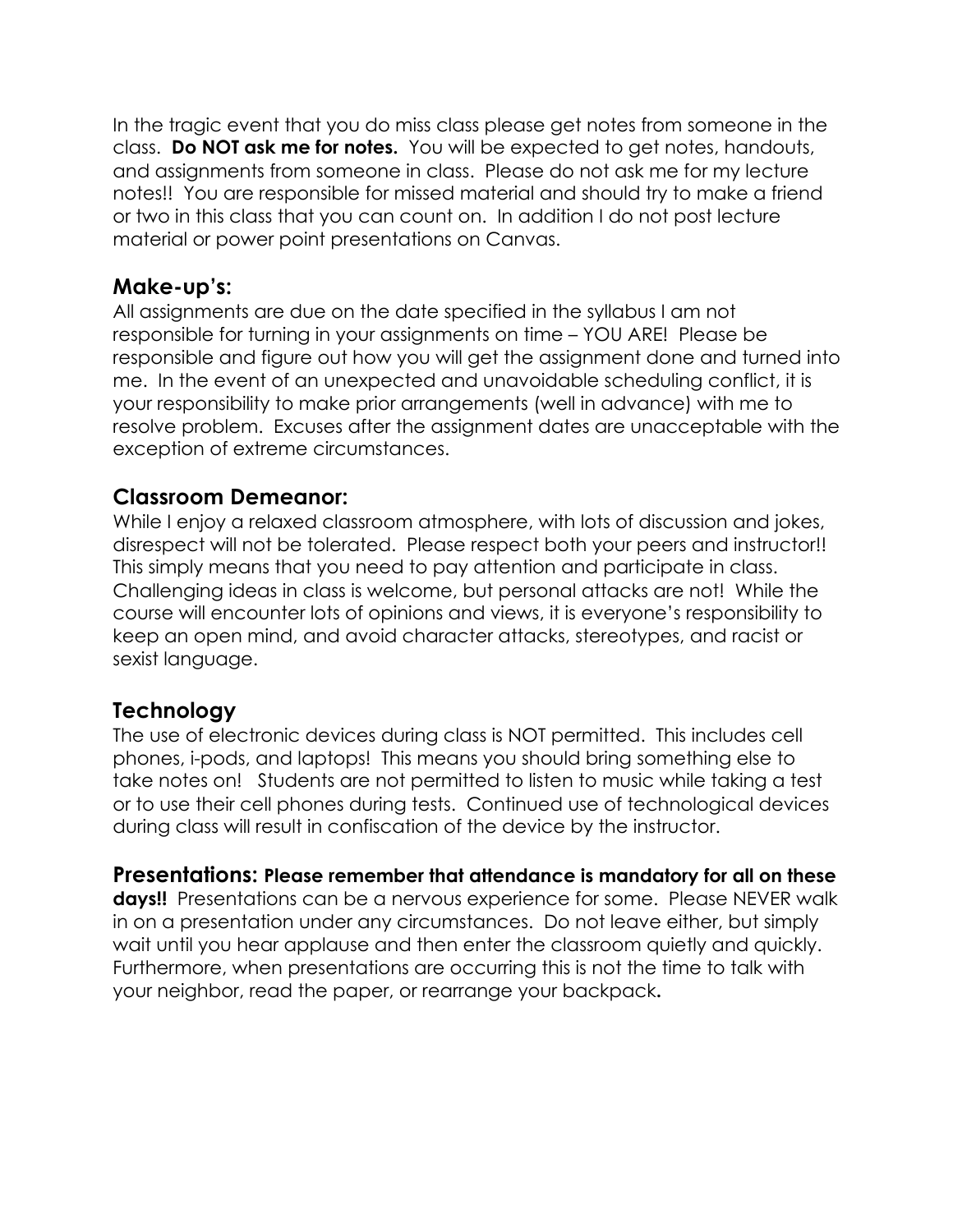In the tragic event that you do miss class please get notes from someone in the class. **Do NOT ask me for notes.** You will be expected to get notes, handouts, and assignments from someone in class. Please do not ask me for my lecture notes!! You are responsible for missed material and should try to make a friend or two in this class that you can count on. In addition I do not post lecture material or power point presentations on Canvas.

## Make-up's:

All assignments are due on the date specified in the syllabus I am not responsible for turning in your assignments on time – YOU ARE! Please be responsible and figure out how you will get the assignment done and turned into me. In the event of an unexpected and unavoidable scheduling conflict, it is your responsibility to make prior arrangements (well in advance) with me to resolve problem. Excuses after the assignment dates are unacceptable with the exception of extreme circumstances.

## Classroom Demeanor:

While I enjoy a relaxed classroom atmosphere, with lots of discussion and jokes, disrespect will not be tolerated. Please respect both your peers and instructor!! This simply means that you need to pay attention and participate in class. Challenging ideas in class is welcome, but personal attacks are not! While the course will encounter lots of opinions and views, it is everyone's responsibility to keep an open mind, and avoid character attacks, stereotypes, and racist or sexist language.

## Technology

The use of electronic devices during class is NOT permitted. This includes cell phones, i-pods, and laptops! This means you should bring something else to take notes on! Students are not permitted to listen to music while taking a test or to use their cell phones during tests. Continued use of technological devices during class will result in confiscation of the device by the instructor.

**Presentations: Please remember that attendance is mandatory for all on these days!!** Presentations can be a nervous experience for some. Please NEVER walk in on a presentation under any circumstances. Do not leave either, but simply wait until you hear applause and then enter the classroom quietly and quickly. Furthermore, when presentations are occurring this is not the time to talk with your neighbor, read the paper, or rearrange your backpack**.**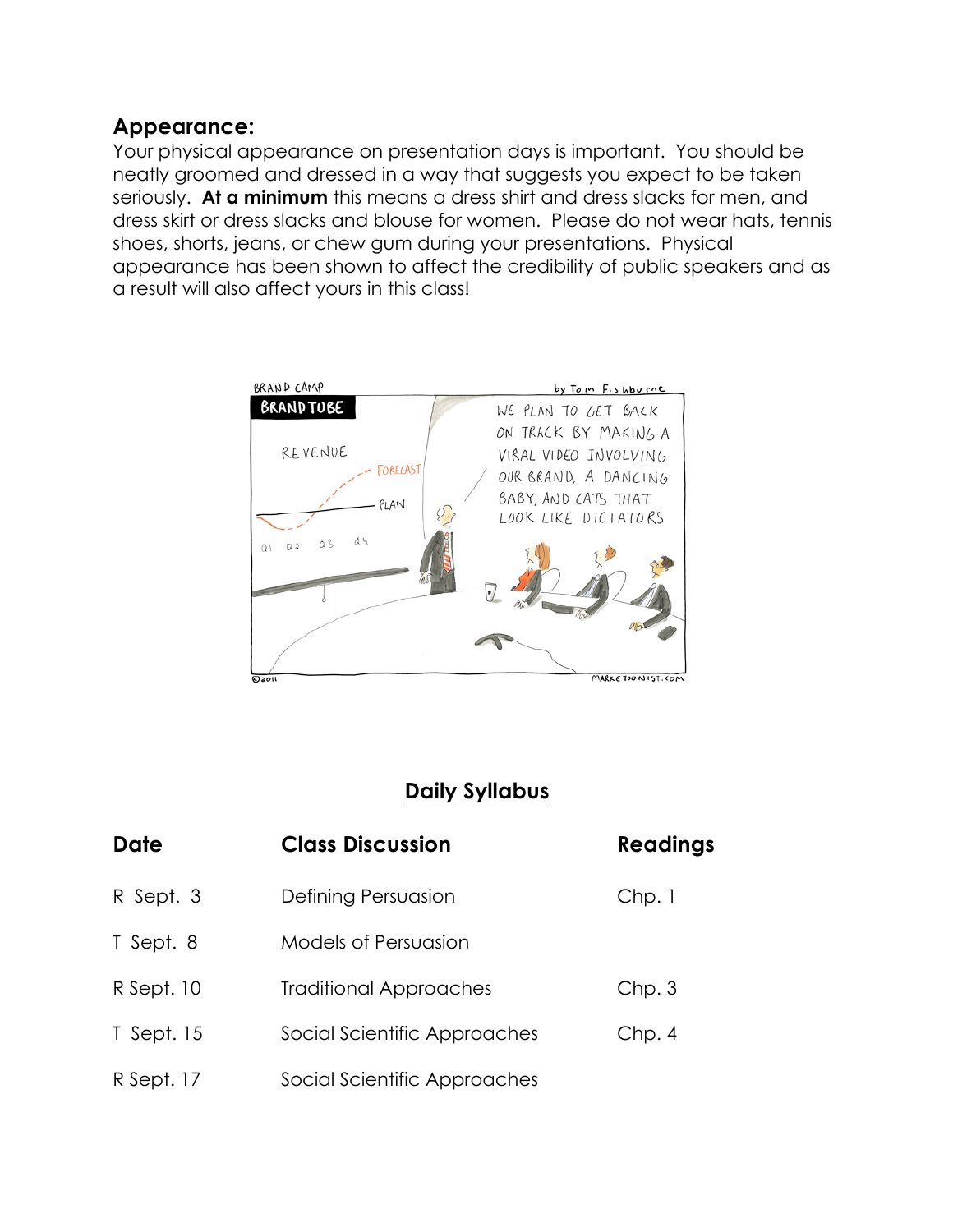## Appearance:

Your physical appearance on presentation days is important. You should be neatly groomed and dressed in a way that suggests you expect to be taken seriously. **At a minimum** this means a dress shirt and dress slacks for men, and dress skirt or dress slacks and blouse for women. Please do not wear hats, tennis shoes, shorts, jeans, or chew gum during your presentations. Physical appearance has been shown to affect the credibility of public speakers and as a result will also affect yours in this class!

## <u>Daily Syllabus</u>

| Date | Class Discussion | Readings |
|---|---|---|
| R Sept. 3 | Defining Persuasion | Chp. 1 |
| T Sept. 8 | Models of Persuasion | |
| R Sept. 10 | Traditional Approaches | Chp. 3 |
| T Sept. 15 | Social Scientific Approaches | Chp. 4 |
| R Sept. 17 | Social Scientific Approaches | |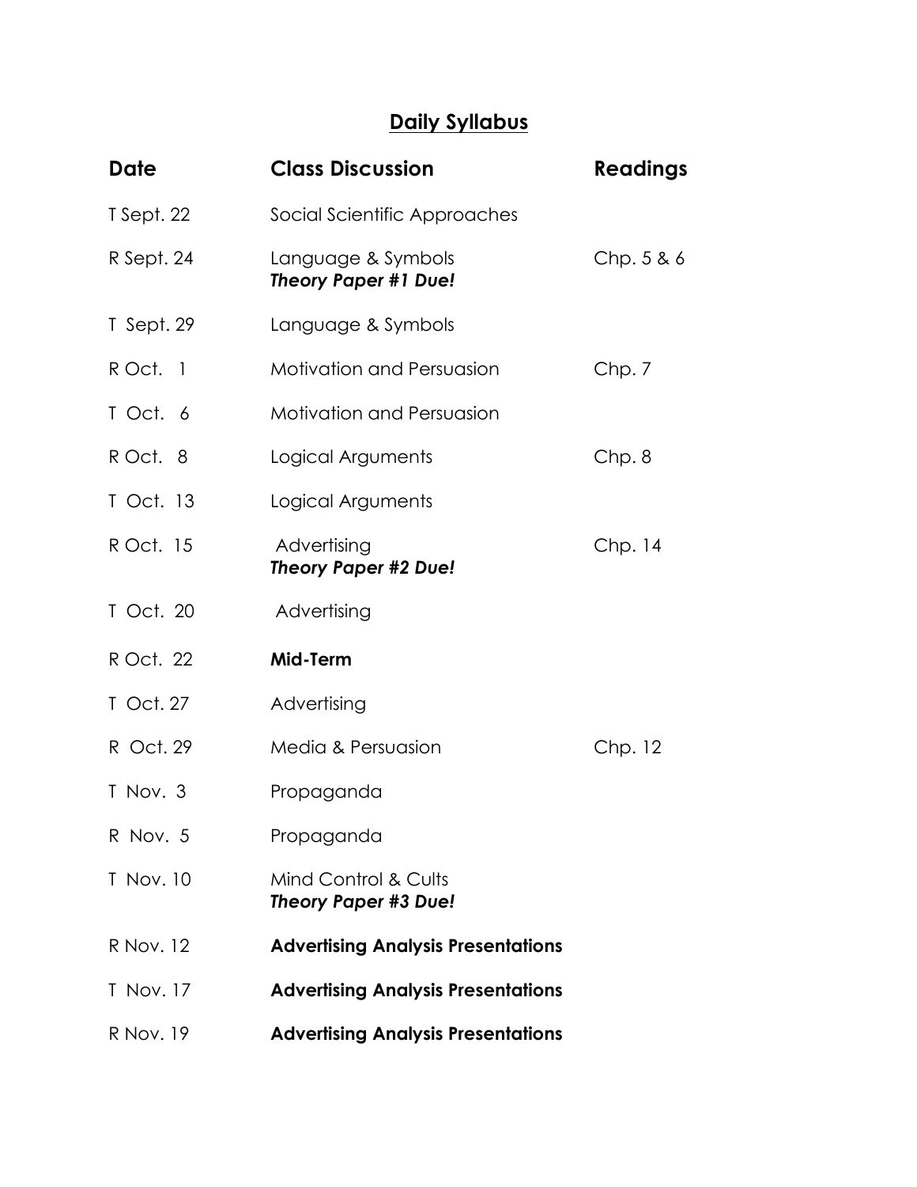## Daily Syllabus

| Date | Class Discussion | Readings |
|---|---|---|
| T Sept. 22 | Social Scientific Approaches | |
| R Sept. 24 | Language & Symbols<br>***Theory Paper #1 Due!*** | Chp. 5 & 6 |
| T Sept. 29 | Language & Symbols | |
| R Oct. 1 | Motivation and Persuasion | Chp. 7 |
| T Oct. 6 | Motivation and Persuasion | |
| R Oct. 8 | Logical Arguments | Chp. 8 |
| T Oct. 13 | Logical Arguments | |
| R Oct. 15 | Advertising<br>***Theory Paper #2 Due!*** | Chp. 14 |
| T Oct. 20 | Advertising | |
| R Oct. 22 | **Mid-Term** | |
| T Oct. 27 | Advertising | |
| R Oct. 29 | Media & Persuasion | Chp. 12 |
| T Nov. 3 | Propaganda | |
| R Nov. 5 | Propaganda | |
| T Nov. 10 | Mind Control & Cults<br>***Theory Paper #3 Due!*** | |
| R Nov. 12 | **Advertising Analysis Presentations** | |
| T Nov. 17 | **Advertising Analysis Presentations** | |
| R Nov. 19 | **Advertising Analysis Presentations** | |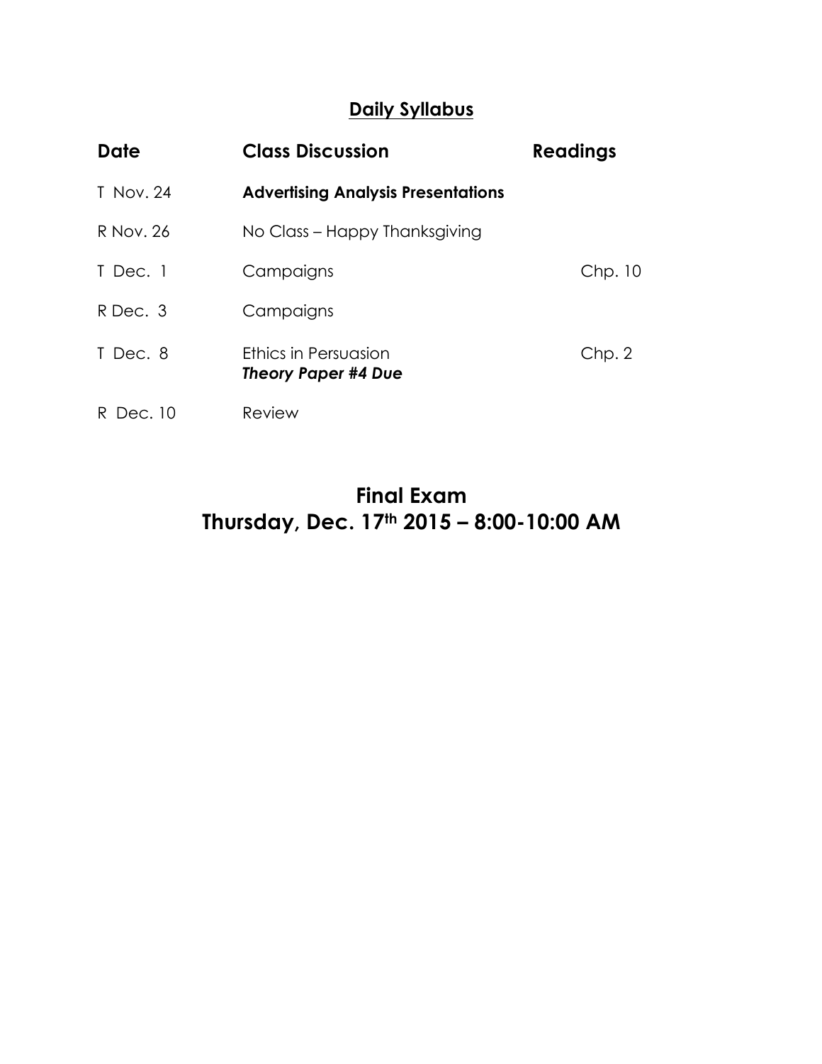## Daily Syllabus

| Date | Class Discussion | Readings |
|---|---|---|
| T Nov. 24 | **Advertising Analysis Presentations** | |
| R Nov. 26 | No Class – Happy Thanksgiving | |
| T Dec. 1 | Campaigns | Chp. 10 |
| R Dec. 3 | Campaigns | |
| T Dec. 8 | Ethics in Persuasion ***Theory Paper #4 Due*** | Chp. 2 |
| R Dec. 10 | Review | |

## Final Exam
## Thursday, Dec. 17th 2015 – 8:00-10:00 AM